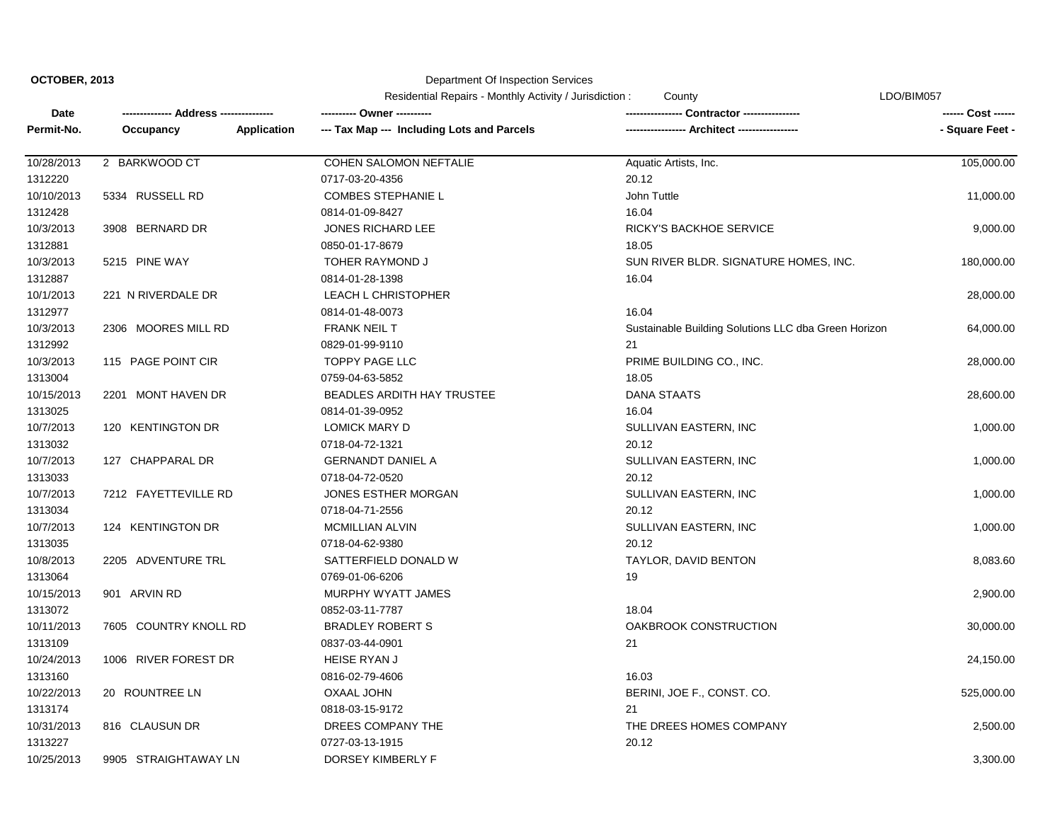**OCTOBER, 2013**

Department Of Inspection Services

Residential Repairs - Monthly Activity / Jurisdiction : County — LDO/BIM057

| Date / Permit-No. | Address / Occupancy / Application | Owner / Tax Map --- Including Lots and Parcels | Contractor / Architect | Cost / Square Feet |
|---|---|---|---|---|
| 10/28/2013<br>1312220 | 2 BARKWOOD CT | COHEN SALOMON NEFTALIE<br>0717-03-20-4356 | Aquatic Artists, Inc.<br>20.12 | 105,000.00 |
| 10/10/2013<br>1312428 | 5334 RUSSELL RD | COMBES STEPHANIE L<br>0814-01-09-8427 | John Tuttle<br>16.04 | 11,000.00 |
| 10/3/2013<br>1312881 | 3908 BERNARD DR | JONES RICHARD LEE<br>0850-01-17-8679 | RICKY'S BACKHOE SERVICE<br>18.05 | 9,000.00 |
| 10/3/2013<br>1312887 | 5215 PINE WAY | TOHER RAYMOND J<br>0814-01-28-1398 | SUN RIVER BLDR. SIGNATURE HOMES, INC.<br>16.04 | 180,000.00 |
| 10/1/2013<br>1312977 | 221 N RIVERDALE DR | LEACH L CHRISTOPHER<br>0814-01-48-0073 | 16.04 | 28,000.00 |
| 10/3/2013<br>1312992 | 2306 MOORES MILL RD | FRANK NEIL T<br>0829-01-99-9110 | Sustainable Building Solutions LLC dba Green Horizon<br>21 | 64,000.00 |
| 10/3/2013<br>1313004 | 115 PAGE POINT CIR | TOPPY PAGE LLC<br>0759-04-63-5852 | PRIME BUILDING CO., INC.<br>18.05 | 28,000.00 |
| 10/15/2013<br>1313025 | 2201 MONT HAVEN DR | BEADLES ARDITH HAY TRUSTEE<br>0814-01-39-0952 | DANA STAATS<br>16.04 | 28,600.00 |
| 10/7/2013<br>1313032 | 120 KENTINGTON DR | LOMICK MARY D<br>0718-04-72-1321 | SULLIVAN EASTERN, INC<br>20.12 | 1,000.00 |
| 10/7/2013<br>1313033 | 127 CHAPPARAL DR | GERNANDT DANIEL A<br>0718-04-72-0520 | SULLIVAN EASTERN, INC<br>20.12 | 1,000.00 |
| 10/7/2013<br>1313034 | 7212 FAYETTEVILLE RD | JONES ESTHER MORGAN<br>0718-04-71-2556 | SULLIVAN EASTERN, INC<br>20.12 | 1,000.00 |
| 10/7/2013<br>1313035 | 124 KENTINGTON DR | MCMILLIAN ALVIN<br>0718-04-62-9380 | SULLIVAN EASTERN, INC<br>20.12 | 1,000.00 |
| 10/8/2013<br>1313064 | 2205 ADVENTURE TRL | SATTERFIELD DONALD W<br>0769-01-06-6206 | TAYLOR, DAVID BENTON<br>19 | 8,083.60 |
| 10/15/2013<br>1313072 | 901 ARVIN RD | MURPHY WYATT JAMES<br>0852-03-11-7787 | 18.04 | 2,900.00 |
| 10/11/2013<br>1313109 | 7605 COUNTRY KNOLL RD | BRADLEY ROBERT S<br>0837-03-44-0901 | OAKBROOK CONSTRUCTION<br>21 | 30,000.00 |
| 10/24/2013<br>1313160 | 1006 RIVER FOREST DR | HEISE RYAN J<br>0816-02-79-4606 | 16.03 | 24,150.00 |
| 10/22/2013<br>1313174 | 20 ROUNTREE LN | OXAAL JOHN<br>0818-03-15-9172 | BERINI, JOE F., CONST. CO.<br>21 | 525,000.00 |
| 10/31/2013<br>1313227 | 816 CLAUSUN DR | DREES COMPANY THE<br>0727-03-13-1915 | THE DREES HOMES COMPANY<br>20.12 | 2,500.00 |
| 10/25/2013 | 9905 STRAIGHTAWAY LN | DORSEY KIMBERLY F | | 3,300.00 |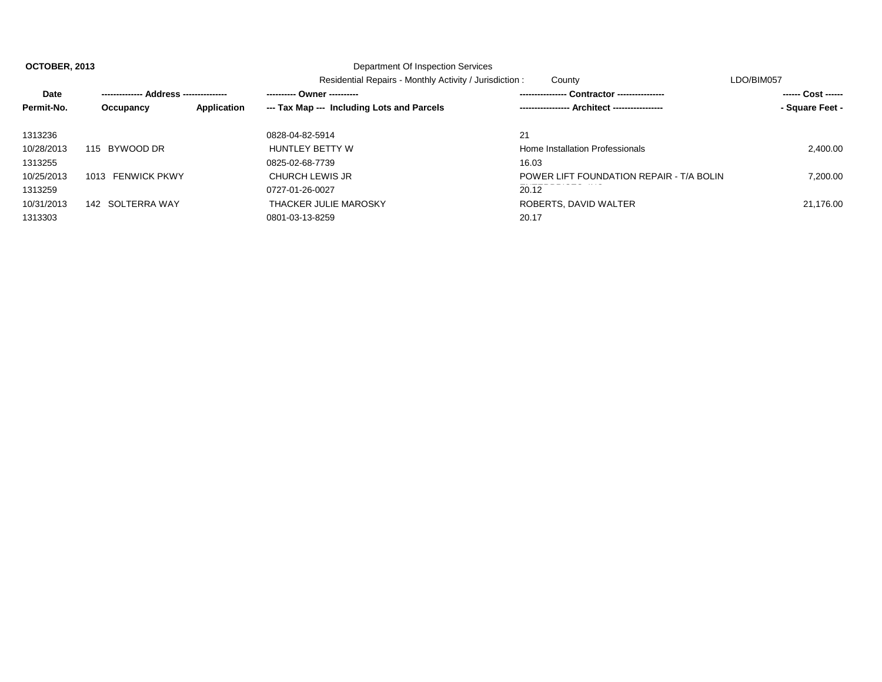**OCTOBER, 2013**

Department Of Inspection Services

Residential Repairs - Monthly Activity / Jurisdiction : County LDO/BIM057

| Date<br>Permit-No. | ------------- Address --------------<br>Occupancy | Application | ---------- Owner ----------<br>--- Tax Map --- Including Lots and Parcels | ---------------- Contractor ----------------<br>----------------- Architect ----------------- | ------ Cost ------<br>- Square Feet - |
|---|---|---|---|---|---|
| 1313236 | | | 0828-04-82-5914 | 21 | |
| 10/28/2013 | 115 BYWOOD DR | | HUNTLEY BETTY W | Home Installation Professionals | 2,400.00 |
| 1313255 | | | 0825-02-68-7739 | 16.03 | |
| 10/25/2013 | 1013 FENWICK PKWY | | CHURCH LEWIS JR | POWER LIFT FOUNDATION REPAIR - T/A BOLIN | 7,200.00 |
| 1313259 | | | 0727-01-26-0027 | 20.12 | |
| 10/31/2013 | 142 SOLTERRA WAY | | THACKER JULIE MAROSKY | ROBERTS, DAVID WALTER | 21,176.00 |
| 1313303 | | | 0801-03-13-8259 | 20.17 | |